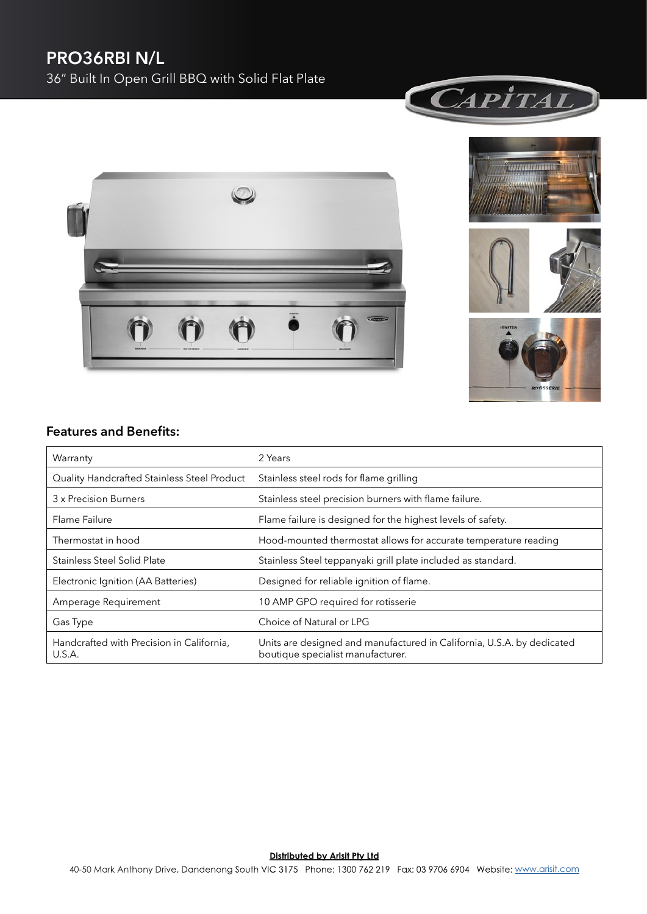# PRO36RBI N/L

36" Built In Open Grill BBQ with Solid Flat Plate

## Features and Benefits:

| | |
|---|---|
| Warranty | 2 Years |
| Quality Handcrafted Stainless Steel Product | Stainless steel rods for flame grilling |
| 3 x Precision Burners | Stainless steel precision burners with flame failure. |
| Flame Failure | Flame failure is designed for the highest levels of safety. |
| Thermostat in hood | Hood-mounted thermostat allows for accurate temperature reading |
| Stainless Steel Solid Plate | Stainless Steel teppanyaki grill plate included as standard. |
| Electronic Ignition (AA Batteries) | Designed for reliable ignition of flame. |
| Amperage Requirement | 10 AMP GPO required for rotisserie |
| Gas Type | Choice of Natural or LPG |
| Handcrafted with Precision in California, U.S.A. | Units are designed and manufactured in California, U.S.A. by dedicated boutique specialist manufacturer. |

**Distributed by Arisit Pty Ltd**

40-50 Mark Anthony Drive, Dandenong South VIC 3175 Phone: 1300 762 219 Fax: 03 9706 6904 Website: www.arisit.com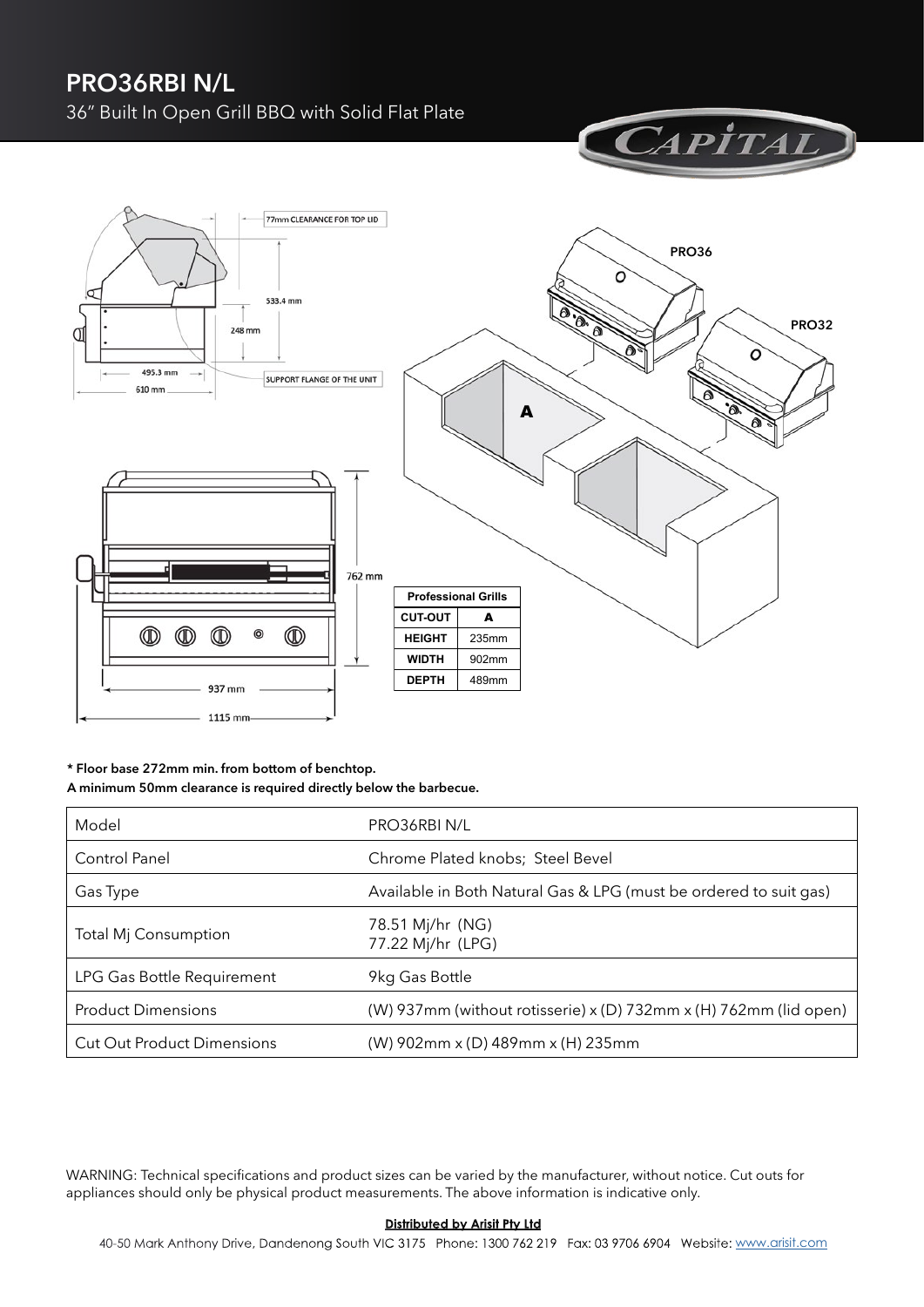# PRO36RBI N/L

36" Built In Open Grill BBQ with Solid Flat Plate

77mm CLEARANCE FOR TOP LID

533.4 mm

248 mm

495.3 mm

610 mm

SUPPORT FLANGE OF THE UNIT

PRO36

PRO32

A

762 mm

937 mm

1115 mm

| Professional Grills | |
|---|---|
| CUT-OUT | A |
| HEIGHT | 235mm |
| WIDTH | 902mm |
| DEPTH | 489mm |

**\* Floor base 272mm min. from bottom of benchtop.**

**A minimum 50mm clearance is required directly below the barbecue.**

| | |
|---|---|
| Model | PRO36RBI N/L |
| Control Panel | Chrome Plated knobs; Steel Bevel |
| Gas Type | Available in Both Natural Gas & LPG (must be ordered to suit gas) |
| Total Mj Consumption | 78.51 Mj/hr (NG)<br>77.22 Mj/hr (LPG) |
| LPG Gas Bottle Requirement | 9kg Gas Bottle |
| Product Dimensions | (W) 937mm (without rotisserie) x (D) 732mm x (H) 762mm (lid open) |
| Cut Out Product Dimensions | (W) 902mm x (D) 489mm x (H) 235mm |

WARNING: Technical specifications and product sizes can be varied by the manufacturer, without notice. Cut outs for appliances should only be physical product measurements. The above information is indicative only.

**Distributed by Arisit Pty Ltd**

40-50 Mark Anthony Drive, Dandenong South VIC 3175 Phone: 1300 762 219 Fax: 03 9706 6904 Website: www.arisit.com